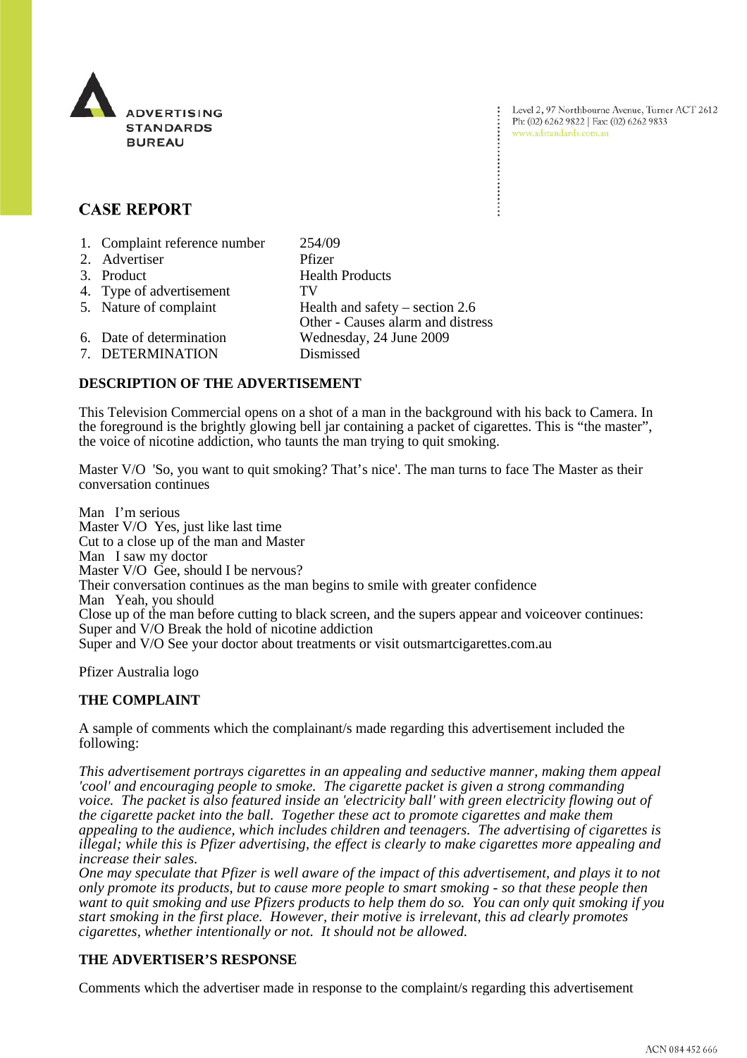ADVERTISING STANDARDS BUREAU

Level 2, 97 Northbourne Avenue, Turner ACT 2612
Ph: (02) 6262 9822 | Fax: (02) 6262 9833
www.adstandards.com.au

## CASE REPORT

| | | |
|---|---|---|
| 1. | Complaint reference number | 254/09 |
| 2. | Advertiser | Pfizer |
| 3. | Product | Health Products |
| 4. | Type of advertisement | TV |
| 5. | Nature of complaint | Health and safety – section 2.6<br>Other - Causes alarm and distress |
| 6. | Date of determination | Wednesday, 24 June 2009 |
| 7. | DETERMINATION | Dismissed |

### DESCRIPTION OF THE ADVERTISEMENT

This Television Commercial opens on a shot of a man in the background with his back to Camera. In the foreground is the brightly glowing bell jar containing a packet of cigarettes. This is "the master", the voice of nicotine addiction, who taunts the man trying to quit smoking.

Master V/O 'So, you want to quit smoking? That's nice'. The man turns to face The Master as their conversation continues

Man I'm serious
Master V/O Yes, just like last time
Cut to a close up of the man and Master
Man I saw my doctor
Master V/O Gee, should I be nervous?
Their conversation continues as the man begins to smile with greater confidence
Man Yeah, you should
Close up of the man before cutting to black screen, and the supers appear and voiceover continues:
Super and V/O Break the hold of nicotine addiction
Super and V/O See your doctor about treatments or visit outsmartcigarettes.com.au

Pfizer Australia logo

### THE COMPLAINT

A sample of comments which the complainant/s made regarding this advertisement included the following:

*This advertisement portrays cigarettes in an appealing and seductive manner, making them appeal 'cool' and encouraging people to smoke. The cigarette packet is given a strong commanding voice. The packet is also featured inside an 'electricity ball' with green electricity flowing out of the cigarette packet into the ball. Together these act to promote cigarettes and make them appealing to the audience, which includes children and teenagers. The advertising of cigarettes is illegal; while this is Pfizer advertising, the effect is clearly to make cigarettes more appealing and increase their sales.*
*One may speculate that Pfizer is well aware of the impact of this advertisement, and plays it to not only promote its products, but to cause more people to smart smoking - so that these people then want to quit smoking and use Pfizers products to help them do so. You can only quit smoking if you start smoking in the first place. However, their motive is irrelevant, this ad clearly promotes cigarettes, whether intentionally or not. It should not be allowed.*

### THE ADVERTISER'S RESPONSE

Comments which the advertiser made in response to the complaint/s regarding this advertisement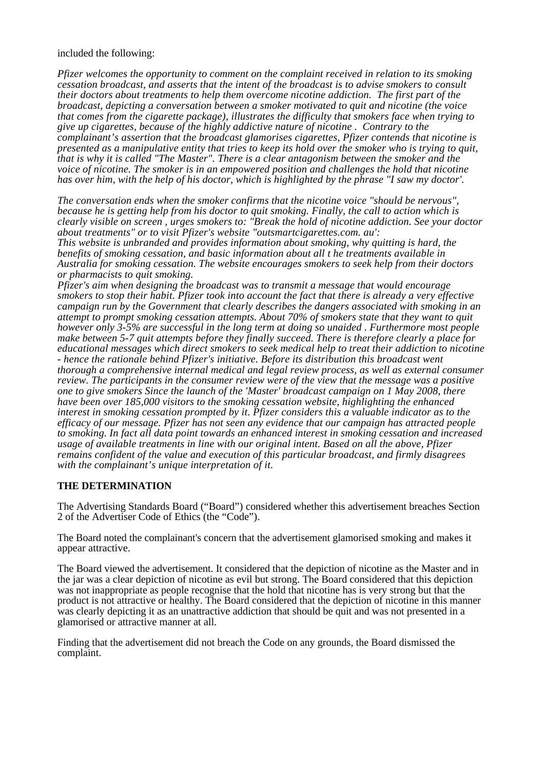included the following:

*Pfizer welcomes the opportunity to comment on the complaint received in relation to its smoking cessation broadcast, and asserts that the intent of the broadcast is to advise smokers to consult their doctors about treatments to help them overcome nicotine addiction. The first part of the broadcast, depicting a conversation between a smoker motivated to quit and nicotine (the voice that comes from the cigarette package), illustrates the difficulty that smokers face when trying to give up cigarettes, because of the highly addictive nature of nicotine . Contrary to the complainant's assertion that the broadcast glamorises cigarettes, Pfizer contends that nicotine is presented as a manipulative entity that tries to keep its hold over the smoker who is trying to quit, that is why it is called "The Master". There is a clear antagonism between the smoker and the voice of nicotine. The smoker is in an empowered position and challenges the hold that nicotine has over him, with the help of his doctor, which is highlighted by the phrase "I saw my doctor'.*

*The conversation ends when the smoker confirms that the nicotine voice "should be nervous", because he is getting help from his doctor to quit smoking. Finally, the call to action which is clearly visible on screen , urges smokers to: "Break the hold of nicotine addiction. See your doctor about treatments" or to visit Pfizer's website "outsmartcigarettes.com. au':*
*This website is unbranded and provides information about smoking, why quitting is hard, the benefits of smoking cessation, and basic information about all t he treatments available in Australia for smoking cessation. The website encourages smokers to seek help from their doctors or pharmacists to quit smoking.*
*Pfizer's aim when designing the broadcast was to transmit a message that would encourage smokers to stop their habit. Pfizer took into account the fact that there is already a very effective campaign run by the Government that clearly describes the dangers associated with smoking in an attempt to prompt smoking cessation attempts. About 70% of smokers state that they want to quit however only 3-5% are successful in the long term at doing so unaided . Furthermore most people make between 5-7 quit attempts before they finally succeed. There is therefore clearly a place for educational messages which direct smokers to seek medical help to treat their addiction to nicotine - hence the rationale behind Pfizer's initiative. Before its distribution this broadcast went thorough a comprehensive internal medical and legal review process, as well as external consumer review. The participants in the consumer review were of the view that the message was a positive one to give smokers Since the launch of the 'Master' broadcast campaign on 1 May 2008, there have been over 185,000 visitors to the smoking cessation website, highlighting the enhanced interest in smoking cessation prompted by it. Pfizer considers this a valuable indicator as to the efficacy of our message. Pfizer has not seen any evidence that our campaign has attracted people to smoking. In fact all data point towards an enhanced interest in smoking cessation and increased usage of available treatments in line with our original intent. Based on all the above, Pfizer remains confident of the value and execution of this particular broadcast, and firmly disagrees with the complainant's unique interpretation of it.*

**THE DETERMINATION**

The Advertising Standards Board ("Board") considered whether this advertisement breaches Section 2 of the Advertiser Code of Ethics (the "Code").

The Board noted the complainant's concern that the advertisement glamorised smoking and makes it appear attractive.

The Board viewed the advertisement. It considered that the depiction of nicotine as the Master and in the jar was a clear depiction of nicotine as evil but strong. The Board considered that this depiction was not inappropriate as people recognise that the hold that nicotine has is very strong but that the product is not attractive or healthy. The Board considered that the depiction of nicotine in this manner was clearly depicting it as an unattractive addiction that should be quit and was not presented in a glamorised or attractive manner at all.

Finding that the advertisement did not breach the Code on any grounds, the Board dismissed the complaint.